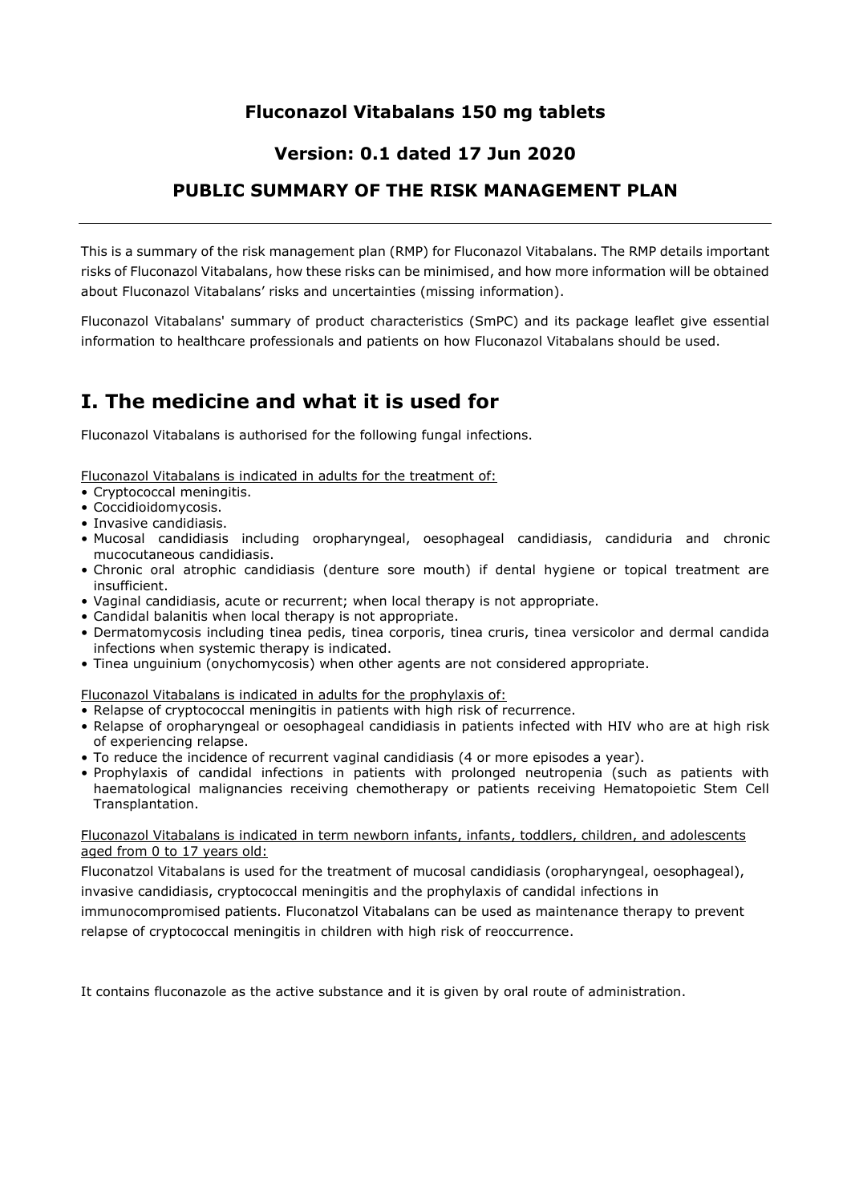**Fluconazol Vitabalans 150 mg tablets**

**Version: 0.1 dated 17 Jun 2020**

**PUBLIC SUMMARY OF THE RISK MANAGEMENT PLAN**

---

This is a summary of the risk management plan (RMP) for Fluconazol Vitabalans. The RMP details important risks of Fluconazol Vitabalans, how these risks can be minimised, and how more information will be obtained about Fluconazol Vitabalans' risks and uncertainties (missing information).

Fluconazol Vitabalans' summary of product characteristics (SmPC) and its package leaflet give essential information to healthcare professionals and patients on how Fluconazol Vitabalans should be used.

# I. The medicine and what it is used for

Fluconazol Vitabalans is authorised for the following fungal infections.

Fluconazol Vitabalans is indicated in adults for the treatment of:

- Cryptococcal meningitis.
- Coccidioidomycosis.
- Invasive candidiasis.
- Mucosal candidiasis including oropharyngeal, oesophageal candidiasis, candiduria and chronic mucocutaneous candidiasis.
- Chronic oral atrophic candidiasis (denture sore mouth) if dental hygiene or topical treatment are insufficient.
- Vaginal candidiasis, acute or recurrent; when local therapy is not appropriate.
- Candidal balanitis when local therapy is not appropriate.
- Dermatomycosis including tinea pedis, tinea corporis, tinea cruris, tinea versicolor and dermal candida infections when systemic therapy is indicated.
- Tinea unguinium (onychomycosis) when other agents are not considered appropriate.

Fluconazol Vitabalans is indicated in adults for the prophylaxis of:

- Relapse of cryptococcal meningitis in patients with high risk of recurrence.
- Relapse of oropharyngeal or oesophageal candidiasis in patients infected with HIV who are at high risk of experiencing relapse.
- To reduce the incidence of recurrent vaginal candidiasis (4 or more episodes a year).
- Prophylaxis of candidal infections in patients with prolonged neutropenia (such as patients with haematological malignancies receiving chemotherapy or patients receiving Hematopoietic Stem Cell Transplantation.

Fluconazol Vitabalans is indicated in term newborn infants, infants, toddlers, children, and adolescents aged from 0 to 17 years old:

Fluconatzol Vitabalans is used for the treatment of mucosal candidiasis (oropharyngeal, oesophageal), invasive candidiasis, cryptococcal meningitis and the prophylaxis of candidal infections in immunocompromised patients. Fluconatzol Vitabalans can be used as maintenance therapy to prevent relapse of cryptococcal meningitis in children with high risk of reoccurrence.

It contains fluconazole as the active substance and it is given by oral route of administration.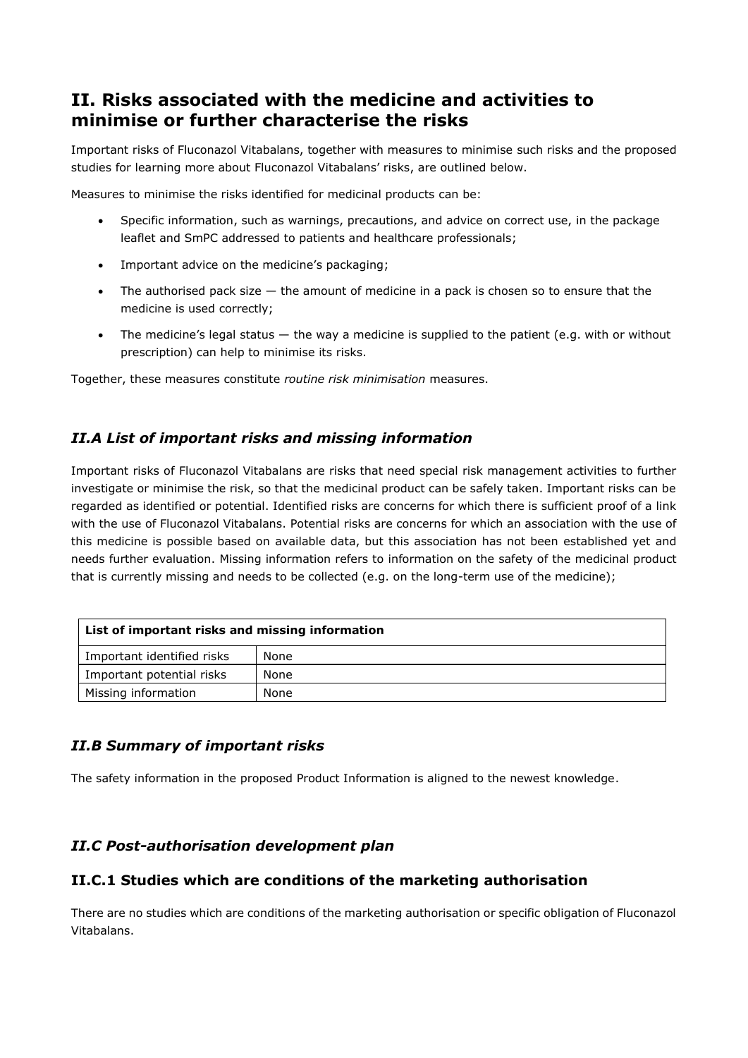# II. Risks associated with the medicine and activities to minimise or further characterise the risks

Important risks of Fluconazol Vitabalans, together with measures to minimise such risks and the proposed studies for learning more about Fluconazol Vitabalans' risks, are outlined below.

Measures to minimise the risks identified for medicinal products can be:

- Specific information, such as warnings, precautions, and advice on correct use, in the package leaflet and SmPC addressed to patients and healthcare professionals;
- Important advice on the medicine's packaging;
- The authorised pack size — the amount of medicine in a pack is chosen so to ensure that the medicine is used correctly;
- The medicine's legal status — the way a medicine is supplied to the patient (e.g. with or without prescription) can help to minimise its risks.

Together, these measures constitute *routine risk minimisation* measures.

## *II.A List of important risks and missing information*

Important risks of Fluconazol Vitabalans are risks that need special risk management activities to further investigate or minimise the risk, so that the medicinal product can be safely taken. Important risks can be regarded as identified or potential. Identified risks are concerns for which there is sufficient proof of a link with the use of Fluconazol Vitabalans. Potential risks are concerns for which an association with the use of this medicine is possible based on available data, but this association has not been established yet and needs further evaluation. Missing information refers to information on the safety of the medicinal product that is currently missing and needs to be collected (e.g. on the long-term use of the medicine);

| **List of important risks and missing information** | |
|---|---|
| Important identified risks | None |
| Important potential risks | None |
| Missing information | None |

## *II.B Summary of important risks*

The safety information in the proposed Product Information is aligned to the newest knowledge.

## *II.C Post-authorisation development plan*

### II.C.1 Studies which are conditions of the marketing authorisation

There are no studies which are conditions of the marketing authorisation or specific obligation of Fluconazol Vitabalans.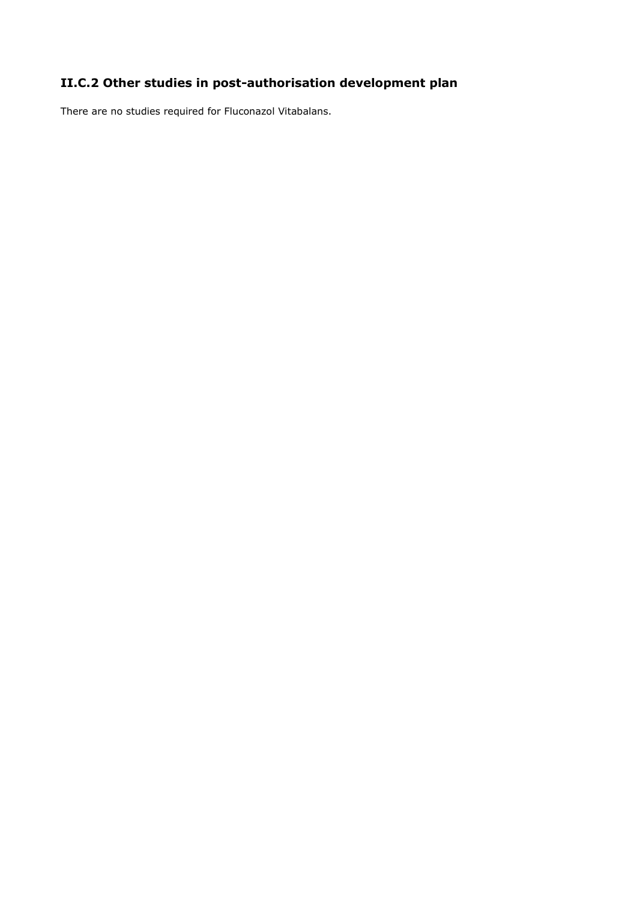## II.C.2 Other studies in post-authorisation development plan

There are no studies required for Fluconazol Vitabalans.